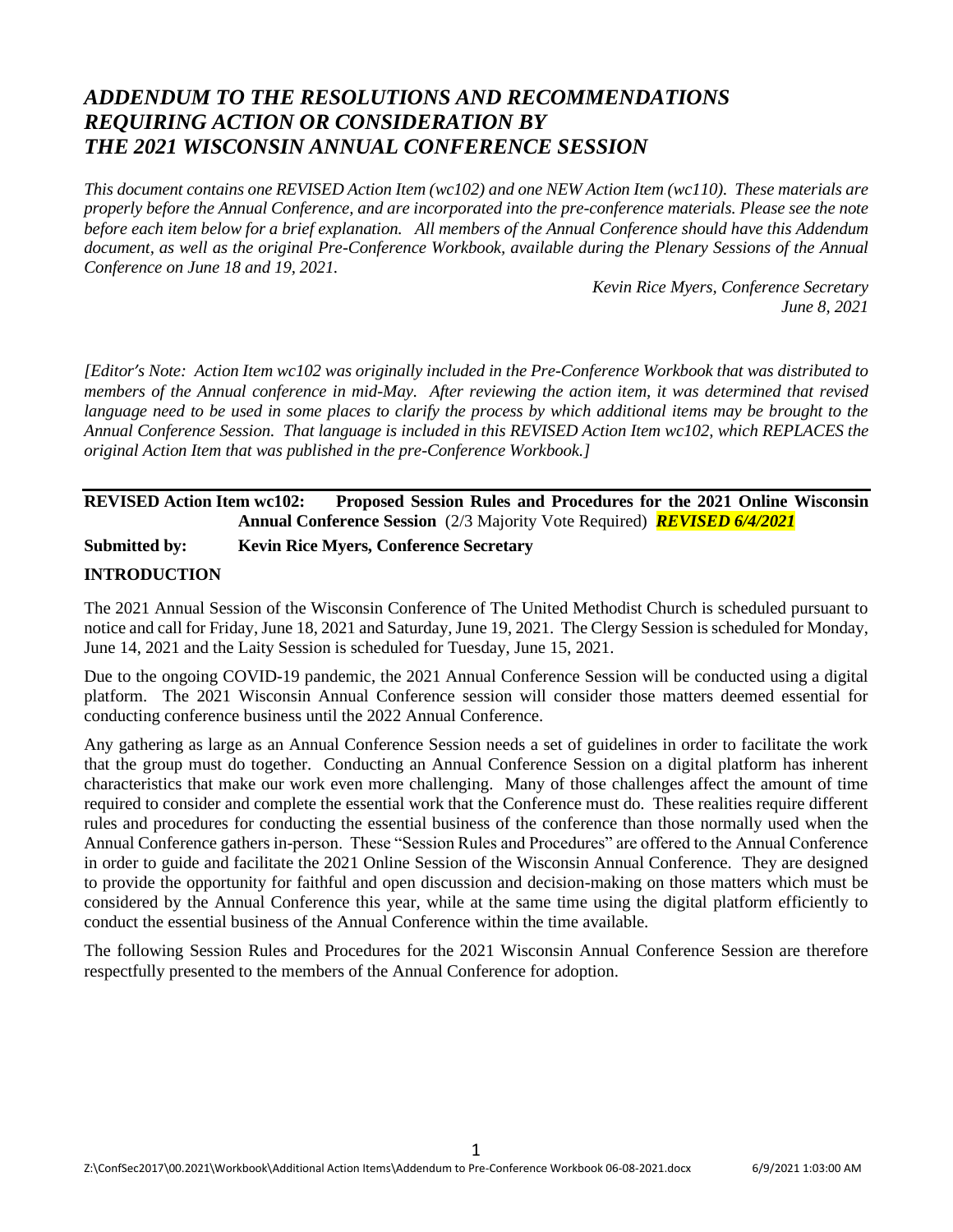# *ADDENDUM TO THE RESOLUTIONS AND RECOMMENDATIONS REQUIRING ACTION OR CONSIDERATION BY THE 2021 WISCONSIN ANNUAL CONFERENCE SESSION*

*This document contains one REVISED Action Item (wc102) and one NEW Action Item (wc110). These materials are properly before the Annual Conference, and are incorporated into the pre-conference materials. Please see the note before each item below for a brief explanation. All members of the Annual Conference should have this Addendum document, as well as the original Pre-Conference Workbook, available during the Plenary Sessions of the Annual Conference on June 18 and 19, 2021.*

*Kevin Rice Myers, Conference Secretary*
*June 8, 2021*

*[Editor's Note: Action Item wc102 was originally included in the Pre-Conference Workbook that was distributed to members of the Annual conference in mid-May. After reviewing the action item, it was determined that revised language need to be used in some places to clarify the process by which additional items may be brought to the Annual Conference Session. That language is included in this REVISED Action Item wc102, which REPLACES the original Action Item that was published in the pre-Conference Workbook.]*

---

**REVISED Action Item wc102: Proposed Session Rules and Procedures for the 2021 Online Wisconsin Annual Conference Session** (2/3 Majority Vote Required) ***REVISED 6/4/2021***

**Submitted by: Kevin Rice Myers, Conference Secretary**

**INTRODUCTION**

The 2021 Annual Session of the Wisconsin Conference of The United Methodist Church is scheduled pursuant to notice and call for Friday, June 18, 2021 and Saturday, June 19, 2021. The Clergy Session is scheduled for Monday, June 14, 2021 and the Laity Session is scheduled for Tuesday, June 15, 2021.

Due to the ongoing COVID-19 pandemic, the 2021 Annual Conference Session will be conducted using a digital platform. The 2021 Wisconsin Annual Conference session will consider those matters deemed essential for conducting conference business until the 2022 Annual Conference.

Any gathering as large as an Annual Conference Session needs a set of guidelines in order to facilitate the work that the group must do together. Conducting an Annual Conference Session on a digital platform has inherent characteristics that make our work even more challenging. Many of those challenges affect the amount of time required to consider and complete the essential work that the Conference must do. These realities require different rules and procedures for conducting the essential business of the conference than those normally used when the Annual Conference gathers in-person. These "Session Rules and Procedures" are offered to the Annual Conference in order to guide and facilitate the 2021 Online Session of the Wisconsin Annual Conference. They are designed to provide the opportunity for faithful and open discussion and decision-making on those matters which must be considered by the Annual Conference this year, while at the same time using the digital platform efficiently to conduct the essential business of the Annual Conference within the time available.

The following Session Rules and Procedures for the 2021 Wisconsin Annual Conference Session are therefore respectfully presented to the members of the Annual Conference for adoption.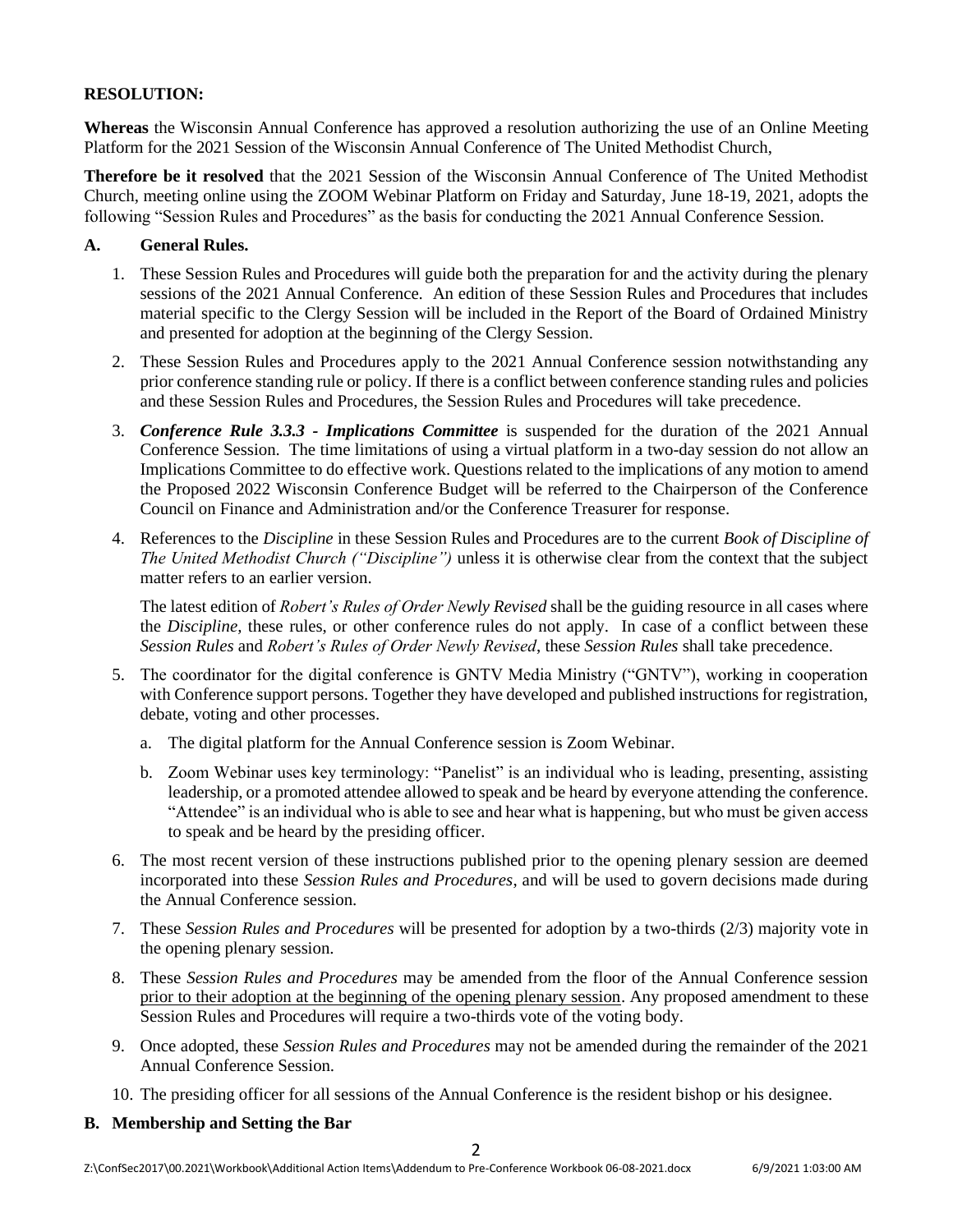**RESOLUTION:**

**Whereas** the Wisconsin Annual Conference has approved a resolution authorizing the use of an Online Meeting Platform for the 2021 Session of the Wisconsin Annual Conference of The United Methodist Church,

**Therefore be it resolved** that the 2021 Session of the Wisconsin Annual Conference of The United Methodist Church, meeting online using the ZOOM Webinar Platform on Friday and Saturday, June 18-19, 2021, adopts the following "Session Rules and Procedures" as the basis for conducting the 2021 Annual Conference Session.

**A. General Rules.**

1. These Session Rules and Procedures will guide both the preparation for and the activity during the plenary sessions of the 2021 Annual Conference. An edition of these Session Rules and Procedures that includes material specific to the Clergy Session will be included in the Report of the Board of Ordained Ministry and presented for adoption at the beginning of the Clergy Session.

2. These Session Rules and Procedures apply to the 2021 Annual Conference session notwithstanding any prior conference standing rule or policy. If there is a conflict between conference standing rules and policies and these Session Rules and Procedures, the Session Rules and Procedures will take precedence.

3. ***Conference Rule 3.3.3 - Implications Committee*** is suspended for the duration of the 2021 Annual Conference Session. The time limitations of using a virtual platform in a two-day session do not allow an Implications Committee to do effective work. Questions related to the implications of any motion to amend the Proposed 2022 Wisconsin Conference Budget will be referred to the Chairperson of the Conference Council on Finance and Administration and/or the Conference Treasurer for response.

4. References to the *Discipline* in these Session Rules and Procedures are to the current *Book of Discipline of The United Methodist Church ("Discipline")* unless it is otherwise clear from the context that the subject matter refers to an earlier version.

   The latest edition of *Robert's Rules of Order Newly Revised* shall be the guiding resource in all cases where the *Discipline*, these rules, or other conference rules do not apply. In case of a conflict between these *Session Rules* and *Robert's Rules of Order Newly Revised*, these *Session Rules* shall take precedence.

5. The coordinator for the digital conference is GNTV Media Ministry ("GNTV"), working in cooperation with Conference support persons. Together they have developed and published instructions for registration, debate, voting and other processes.

   a. The digital platform for the Annual Conference session is Zoom Webinar.

   b. Zoom Webinar uses key terminology: "Panelist" is an individual who is leading, presenting, assisting leadership, or a promoted attendee allowed to speak and be heard by everyone attending the conference. "Attendee" is an individual who is able to see and hear what is happening, but who must be given access to speak and be heard by the presiding officer.

6. The most recent version of these instructions published prior to the opening plenary session are deemed incorporated into these *Session Rules and Procedures*, and will be used to govern decisions made during the Annual Conference session.

7. These *Session Rules and Procedures* will be presented for adoption by a two-thirds (2/3) majority vote in the opening plenary session.

8. These *Session Rules and Procedures* may be amended from the floor of the Annual Conference session <u>prior to their adoption at the beginning of the opening plenary session</u>. Any proposed amendment to these Session Rules and Procedures will require a two-thirds vote of the voting body.

9. Once adopted, these *Session Rules and Procedures* may not be amended during the remainder of the 2021 Annual Conference Session.

10. The presiding officer for all sessions of the Annual Conference is the resident bishop or his designee.

**B. Membership and Setting the Bar**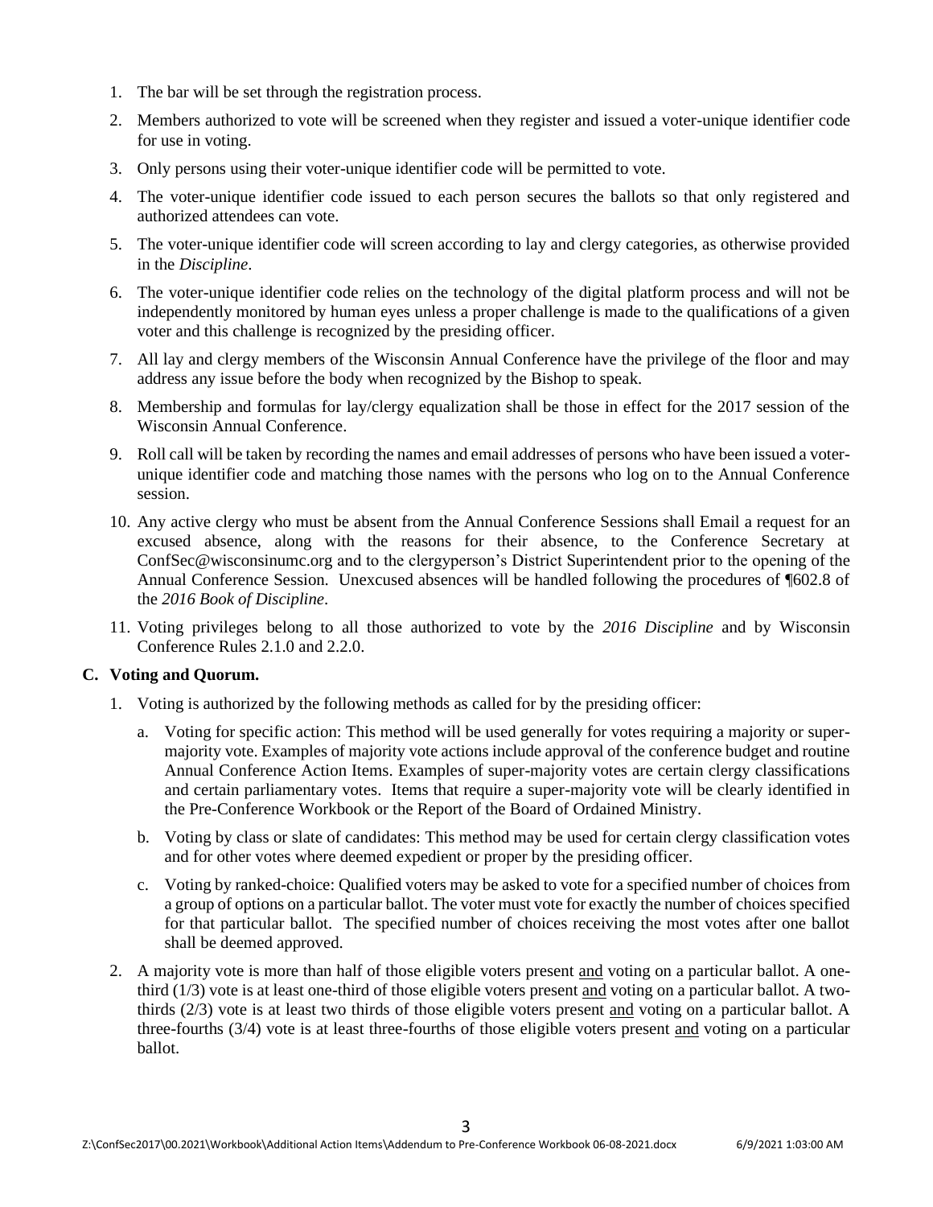1. The bar will be set through the registration process.
2. Members authorized to vote will be screened when they register and issued a voter-unique identifier code for use in voting.
3. Only persons using their voter-unique identifier code will be permitted to vote.
4. The voter-unique identifier code issued to each person secures the ballots so that only registered and authorized attendees can vote.
5. The voter-unique identifier code will screen according to lay and clergy categories, as otherwise provided in the *Discipline*.
6. The voter-unique identifier code relies on the technology of the digital platform process and will not be independently monitored by human eyes unless a proper challenge is made to the qualifications of a given voter and this challenge is recognized by the presiding officer.
7. All lay and clergy members of the Wisconsin Annual Conference have the privilege of the floor and may address any issue before the body when recognized by the Bishop to speak.
8. Membership and formulas for lay/clergy equalization shall be those in effect for the 2017 session of the Wisconsin Annual Conference.
9. Roll call will be taken by recording the names and email addresses of persons who have been issued a voter-unique identifier code and matching those names with the persons who log on to the Annual Conference session.
10. Any active clergy who must be absent from the Annual Conference Sessions shall Email a request for an excused absence, along with the reasons for their absence, to the Conference Secretary at ConfSec@wisconsinumc.org and to the clergyperson's District Superintendent prior to the opening of the Annual Conference Session. Unexcused absences will be handled following the procedures of ¶602.8 of the *2016 Book of Discipline*.
11. Voting privileges belong to all those authorized to vote by the *2016 Discipline* and by Wisconsin Conference Rules 2.1.0 and 2.2.0.

**C. Voting and Quorum.**

1. Voting is authorized by the following methods as called for by the presiding officer:
   a. Voting for specific action: This method will be used generally for votes requiring a majority or super-majority vote. Examples of majority vote actions include approval of the conference budget and routine Annual Conference Action Items. Examples of super-majority votes are certain clergy classifications and certain parliamentary votes. Items that require a super-majority vote will be clearly identified in the Pre-Conference Workbook or the Report of the Board of Ordained Ministry.
   b. Voting by class or slate of candidates: This method may be used for certain clergy classification votes and for other votes where deemed expedient or proper by the presiding officer.
   c. Voting by ranked-choice: Qualified voters may be asked to vote for a specified number of choices from a group of options on a particular ballot. The voter must vote for exactly the number of choices specified for that particular ballot. The specified number of choices receiving the most votes after one ballot shall be deemed approved.
2. A majority vote is more than half of those eligible voters present <u>and</u> voting on a particular ballot. A one-third (1/3) vote is at least one-third of those eligible voters present <u>and</u> voting on a particular ballot. A two-thirds (2/3) vote is at least two thirds of those eligible voters present <u>and</u> voting on a particular ballot. A three-fourths (3/4) vote is at least three-fourths of those eligible voters present <u>and</u> voting on a particular ballot.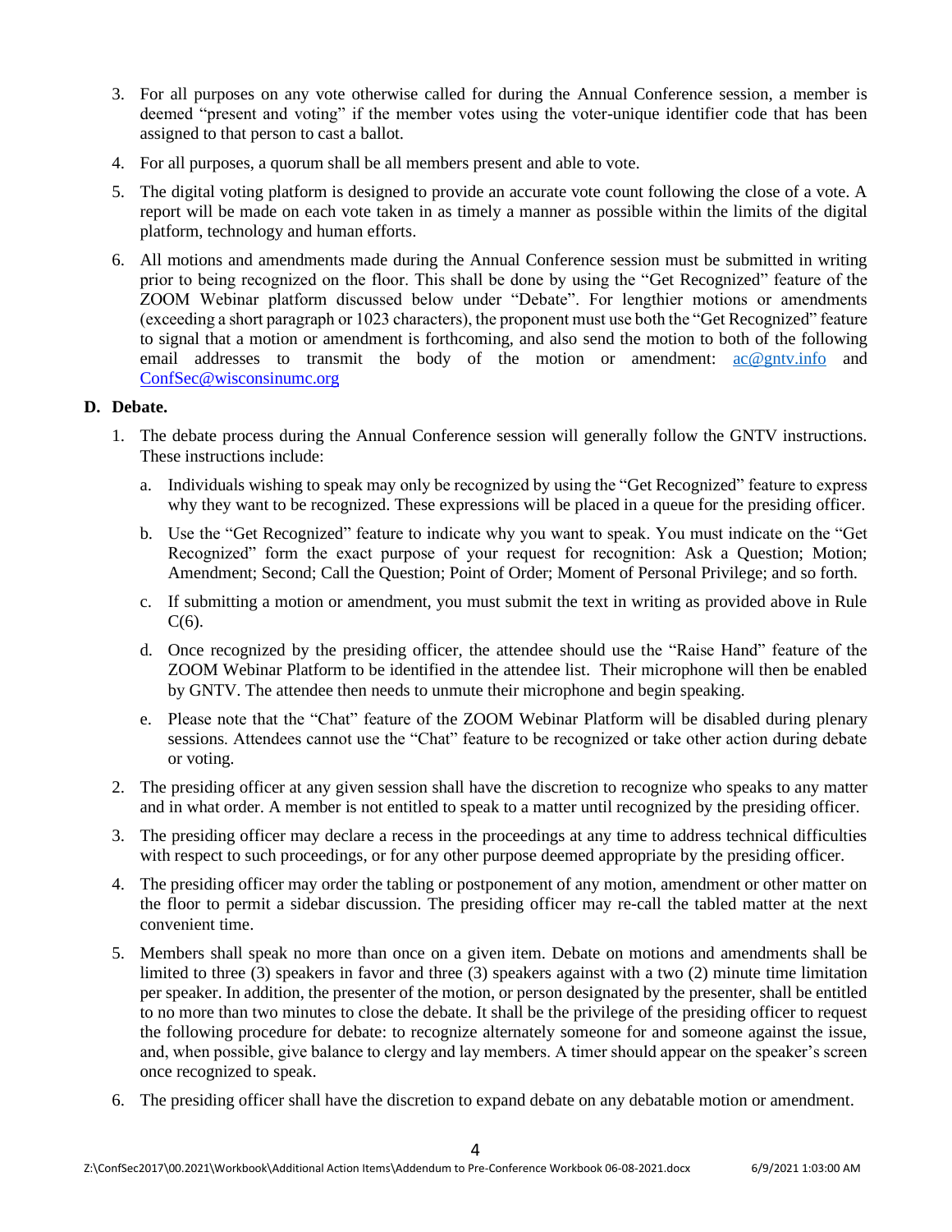3. For all purposes on any vote otherwise called for during the Annual Conference session, a member is deemed "present and voting" if the member votes using the voter-unique identifier code that has been assigned to that person to cast a ballot.

4. For all purposes, a quorum shall be all members present and able to vote.

5. The digital voting platform is designed to provide an accurate vote count following the close of a vote. A report will be made on each vote taken in as timely a manner as possible within the limits of the digital platform, technology and human efforts.

6. All motions and amendments made during the Annual Conference session must be submitted in writing prior to being recognized on the floor. This shall be done by using the "Get Recognized" feature of the ZOOM Webinar platform discussed below under "Debate". For lengthier motions or amendments (exceeding a short paragraph or 1023 characters), the proponent must use both the "Get Recognized" feature to signal that a motion or amendment is forthcoming, and also send the motion to both of the following email addresses to transmit the body of the motion or amendment: ac@gntv.info and ConfSec@wisconsinumc.org

**D. Debate.**

1. The debate process during the Annual Conference session will generally follow the GNTV instructions. These instructions include:

   a. Individuals wishing to speak may only be recognized by using the "Get Recognized" feature to express why they want to be recognized. These expressions will be placed in a queue for the presiding officer.

   b. Use the "Get Recognized" feature to indicate why you want to speak. You must indicate on the "Get Recognized" form the exact purpose of your request for recognition: Ask a Question; Motion; Amendment; Second; Call the Question; Point of Order; Moment of Personal Privilege; and so forth.

   c. If submitting a motion or amendment, you must submit the text in writing as provided above in Rule C(6).

   d. Once recognized by the presiding officer, the attendee should use the "Raise Hand" feature of the ZOOM Webinar Platform to be identified in the attendee list. Their microphone will then be enabled by GNTV. The attendee then needs to unmute their microphone and begin speaking.

   e. Please note that the "Chat" feature of the ZOOM Webinar Platform will be disabled during plenary sessions. Attendees cannot use the "Chat" feature to be recognized or take other action during debate or voting.

2. The presiding officer at any given session shall have the discretion to recognize who speaks to any matter and in what order. A member is not entitled to speak to a matter until recognized by the presiding officer.

3. The presiding officer may declare a recess in the proceedings at any time to address technical difficulties with respect to such proceedings, or for any other purpose deemed appropriate by the presiding officer.

4. The presiding officer may order the tabling or postponement of any motion, amendment or other matter on the floor to permit a sidebar discussion. The presiding officer may re-call the tabled matter at the next convenient time.

5. Members shall speak no more than once on a given item. Debate on motions and amendments shall be limited to three (3) speakers in favor and three (3) speakers against with a two (2) minute time limitation per speaker. In addition, the presenter of the motion, or person designated by the presenter, shall be entitled to no more than two minutes to close the debate. It shall be the privilege of the presiding officer to request the following procedure for debate: to recognize alternately someone for and someone against the issue, and, when possible, give balance to clergy and lay members. A timer should appear on the speaker's screen once recognized to speak.

6. The presiding officer shall have the discretion to expand debate on any debatable motion or amendment.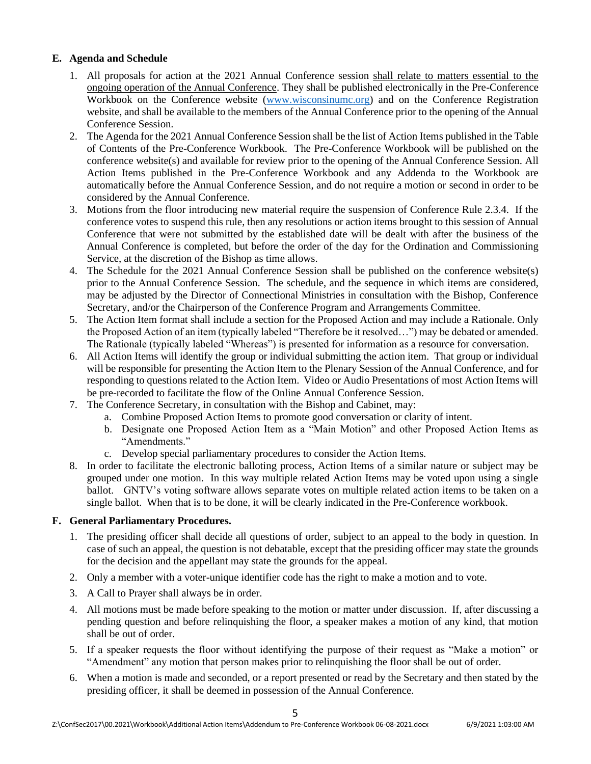## E. Agenda and Schedule

1. All proposals for action at the 2021 Annual Conference session shall relate to matters essential to the ongoing operation of the Annual Conference. They shall be published electronically in the Pre-Conference Workbook on the Conference website (www.wisconsinumc.org) and on the Conference Registration website, and shall be available to the members of the Annual Conference prior to the opening of the Annual Conference Session.
2. The Agenda for the 2021 Annual Conference Session shall be the list of Action Items published in the Table of Contents of the Pre-Conference Workbook. The Pre-Conference Workbook will be published on the conference website(s) and available for review prior to the opening of the Annual Conference Session. All Action Items published in the Pre-Conference Workbook and any Addenda to the Workbook are automatically before the Annual Conference Session, and do not require a motion or second in order to be considered by the Annual Conference.
3. Motions from the floor introducing new material require the suspension of Conference Rule 2.3.4. If the conference votes to suspend this rule, then any resolutions or action items brought to this session of Annual Conference that were not submitted by the established date will be dealt with after the business of the Annual Conference is completed, but before the order of the day for the Ordination and Commissioning Service, at the discretion of the Bishop as time allows.
4. The Schedule for the 2021 Annual Conference Session shall be published on the conference website(s) prior to the Annual Conference Session. The schedule, and the sequence in which items are considered, may be adjusted by the Director of Connectional Ministries in consultation with the Bishop, Conference Secretary, and/or the Chairperson of the Conference Program and Arrangements Committee.
5. The Action Item format shall include a section for the Proposed Action and may include a Rationale. Only the Proposed Action of an item (typically labeled "Therefore be it resolved…") may be debated or amended. The Rationale (typically labeled "Whereas") is presented for information as a resource for conversation.
6. All Action Items will identify the group or individual submitting the action item. That group or individual will be responsible for presenting the Action Item to the Plenary Session of the Annual Conference, and for responding to questions related to the Action Item. Video or Audio Presentations of most Action Items will be pre-recorded to facilitate the flow of the Online Annual Conference Session.
7. The Conference Secretary, in consultation with the Bishop and Cabinet, may:
   a. Combine Proposed Action Items to promote good conversation or clarity of intent.
   b. Designate one Proposed Action Item as a "Main Motion" and other Proposed Action Items as "Amendments."
   c. Develop special parliamentary procedures to consider the Action Items.
8. In order to facilitate the electronic balloting process, Action Items of a similar nature or subject may be grouped under one motion. In this way multiple related Action Items may be voted upon using a single ballot. GNTV's voting software allows separate votes on multiple related action items to be taken on a single ballot. When that is to be done, it will be clearly indicated in the Pre-Conference workbook.

## F. General Parliamentary Procedures.

1. The presiding officer shall decide all questions of order, subject to an appeal to the body in question. In case of such an appeal, the question is not debatable, except that the presiding officer may state the grounds for the decision and the appellant may state the grounds for the appeal.
2. Only a member with a voter-unique identifier code has the right to make a motion and to vote.
3. A Call to Prayer shall always be in order.
4. All motions must be made before speaking to the motion or matter under discussion. If, after discussing a pending question and before relinquishing the floor, a speaker makes a motion of any kind, that motion shall be out of order.
5. If a speaker requests the floor without identifying the purpose of their request as "Make a motion" or "Amendment" any motion that person makes prior to relinquishing the floor shall be out of order.
6. When a motion is made and seconded, or a report presented or read by the Secretary and then stated by the presiding officer, it shall be deemed in possession of the Annual Conference.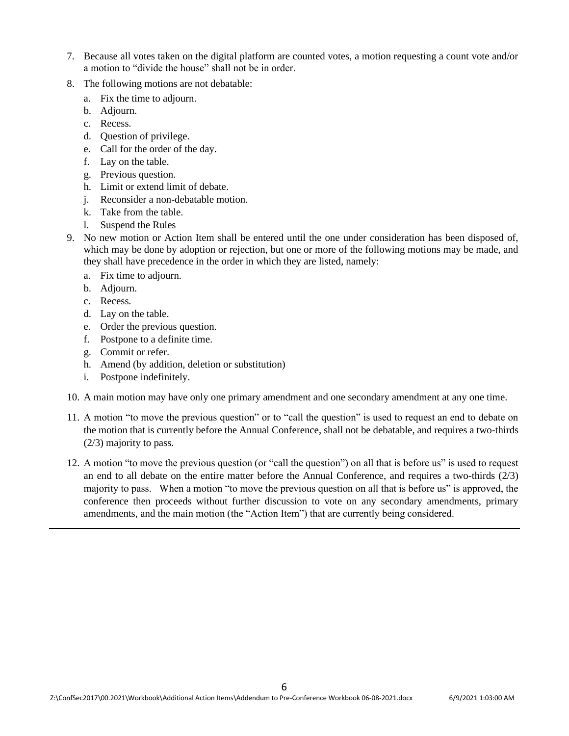7. Because all votes taken on the digital platform are counted votes, a motion requesting a count vote and/or a motion to "divide the house" shall not be in order.
8. The following motions are not debatable:
   a. Fix the time to adjourn.
   b. Adjourn.
   c. Recess.
   d. Question of privilege.
   e. Call for the order of the day.
   f. Lay on the table.
   g. Previous question.
   h. Limit or extend limit of debate.
   j. Reconsider a non-debatable motion.
   k. Take from the table.
   l. Suspend the Rules
9. No new motion or Action Item shall be entered until the one under consideration has been disposed of, which may be done by adoption or rejection, but one or more of the following motions may be made, and they shall have precedence in the order in which they are listed, namely:
   a. Fix time to adjourn.
   b. Adjourn.
   c. Recess.
   d. Lay on the table.
   e. Order the previous question.
   f. Postpone to a definite time.
   g. Commit or refer.
   h. Amend (by addition, deletion or substitution)
   i. Postpone indefinitely.
10. A main motion may have only one primary amendment and one secondary amendment at any one time.
11. A motion "to move the previous question" or to "call the question" is used to request an end to debate on the motion that is currently before the Annual Conference, shall not be debatable, and requires a two-thirds (2/3) majority to pass.
12. A motion "to move the previous question (or "call the question") on all that is before us" is used to request an end to all debate on the entire matter before the Annual Conference, and requires a two-thirds (2/3) majority to pass. When a motion "to move the previous question on all that is before us" is approved, the conference then proceeds without further discussion to vote on any secondary amendments, primary amendments, and the main motion (the "Action Item") that are currently being considered.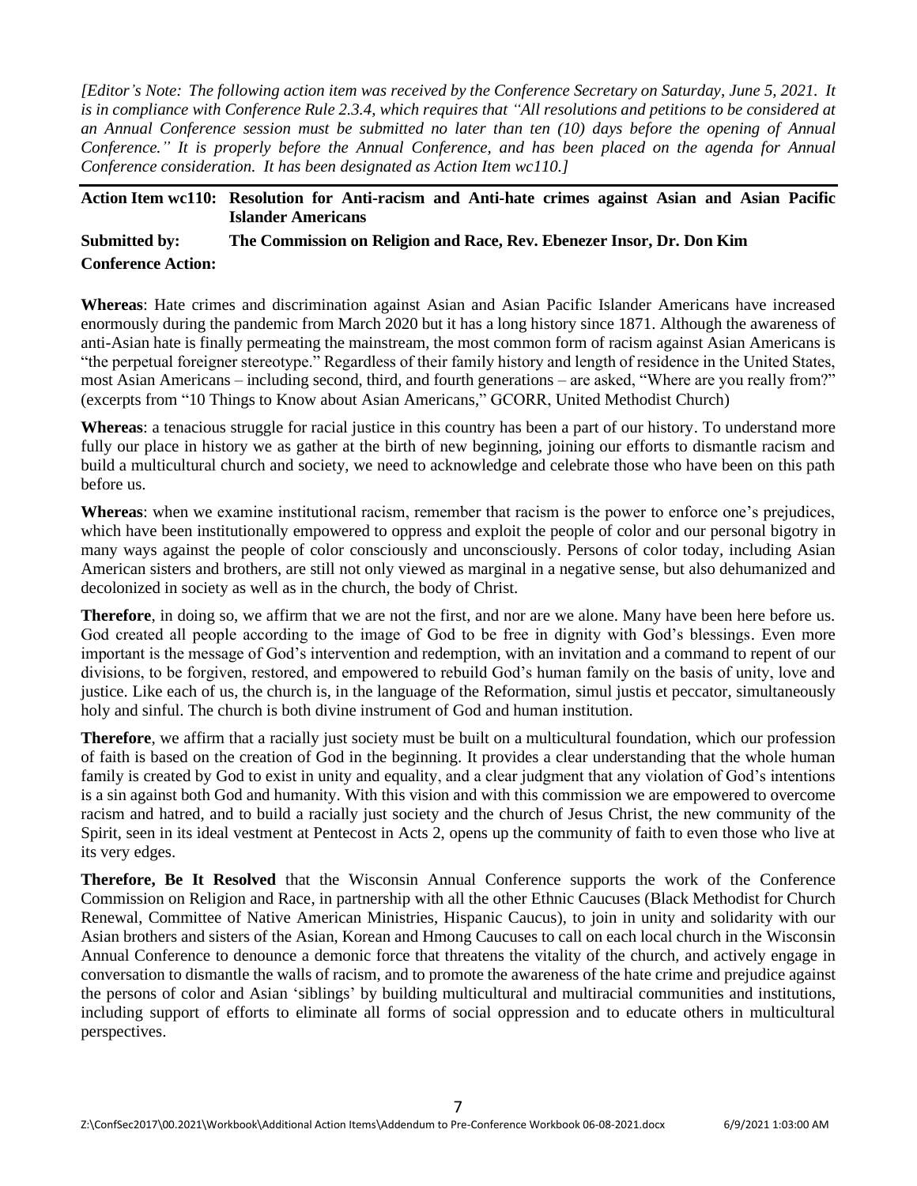*[Editor's Note: The following action item was received by the Conference Secretary on Saturday, June 5, 2021. It is in compliance with Conference Rule 2.3.4, which requires that "All resolutions and petitions to be considered at an Annual Conference session must be submitted no later than ten (10) days before the opening of Annual Conference." It is properly before the Annual Conference, and has been placed on the agenda for Annual Conference consideration. It has been designated as Action Item wc110.]*

---

**Action Item wc110: Resolution for Anti-racism and Anti-hate crimes against Asian and Asian Pacific Islander Americans**

**Submitted by: The Commission on Religion and Race, Rev. Ebenezer Insor, Dr. Don Kim**

**Conference Action:**

**Whereas**: Hate crimes and discrimination against Asian and Asian Pacific Islander Americans have increased enormously during the pandemic from March 2020 but it has a long history since 1871. Although the awareness of anti-Asian hate is finally permeating the mainstream, the most common form of racism against Asian Americans is "the perpetual foreigner stereotype." Regardless of their family history and length of residence in the United States, most Asian Americans – including second, third, and fourth generations – are asked, "Where are you really from?" (excerpts from "10 Things to Know about Asian Americans," GCORR, United Methodist Church)

**Whereas**: a tenacious struggle for racial justice in this country has been a part of our history. To understand more fully our place in history we as gather at the birth of new beginning, joining our efforts to dismantle racism and build a multicultural church and society, we need to acknowledge and celebrate those who have been on this path before us.

**Whereas**: when we examine institutional racism, remember that racism is the power to enforce one's prejudices, which have been institutionally empowered to oppress and exploit the people of color and our personal bigotry in many ways against the people of color consciously and unconsciously. Persons of color today, including Asian American sisters and brothers, are still not only viewed as marginal in a negative sense, but also dehumanized and decolonized in society as well as in the church, the body of Christ.

**Therefore**, in doing so, we affirm that we are not the first, and nor are we alone. Many have been here before us. God created all people according to the image of God to be free in dignity with God's blessings. Even more important is the message of God's intervention and redemption, with an invitation and a command to repent of our divisions, to be forgiven, restored, and empowered to rebuild God's human family on the basis of unity, love and justice. Like each of us, the church is, in the language of the Reformation, simul justis et peccator, simultaneously holy and sinful. The church is both divine instrument of God and human institution.

**Therefore**, we affirm that a racially just society must be built on a multicultural foundation, which our profession of faith is based on the creation of God in the beginning. It provides a clear understanding that the whole human family is created by God to exist in unity and equality, and a clear judgment that any violation of God's intentions is a sin against both God and humanity. With this vision and with this commission we are empowered to overcome racism and hatred, and to build a racially just society and the church of Jesus Christ, the new community of the Spirit, seen in its ideal vestment at Pentecost in Acts 2, opens up the community of faith to even those who live at its very edges.

**Therefore, Be It Resolved** that the Wisconsin Annual Conference supports the work of the Conference Commission on Religion and Race, in partnership with all the other Ethnic Caucuses (Black Methodist for Church Renewal, Committee of Native American Ministries, Hispanic Caucus), to join in unity and solidarity with our Asian brothers and sisters of the Asian, Korean and Hmong Caucuses to call on each local church in the Wisconsin Annual Conference to denounce a demonic force that threatens the vitality of the church, and actively engage in conversation to dismantle the walls of racism, and to promote the awareness of the hate crime and prejudice against the persons of color and Asian 'siblings' by building multicultural and multiracial communities and institutions, including support of efforts to eliminate all forms of social oppression and to educate others in multicultural perspectives.